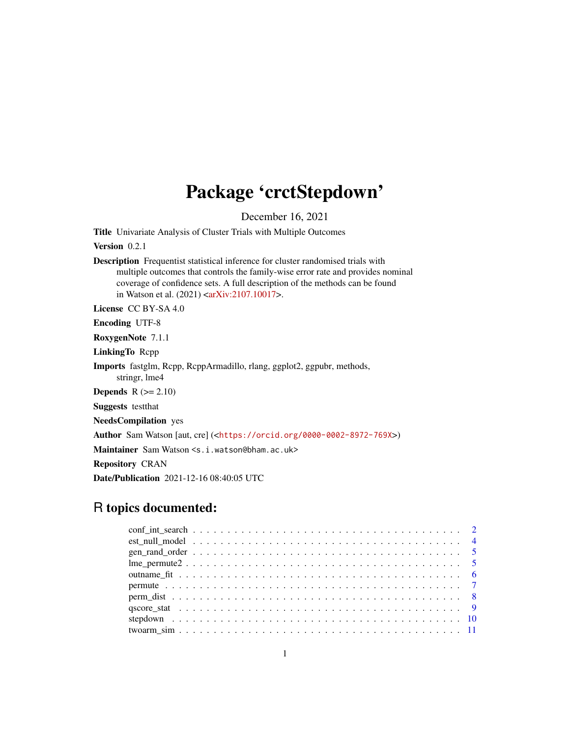# Package 'crctStepdown'

December 16, 2021

**Title** Univariate Analysis of Cluster Trials with Multiple Outcomes

**Version** 0.2.1

**Description** Frequentist statistical inference for cluster randomised trials with multiple outcomes that controls the family-wise error rate and provides nominal coverage of confidence sets. A full description of the methods can be found in Watson et al. (2021) <arXiv:2107.10017>.

**License** CC BY-SA 4.0

**Encoding** UTF-8

**RoxygenNote** 7.1.1

**LinkingTo** Rcpp

**Imports** fastglm, Rcpp, RcppArmadillo, rlang, ggplot2, ggpubr, methods, stringr, lme4

**Depends** R (>= 2.10)

**Suggests** testthat

**NeedsCompilation** yes

**Author** Sam Watson [aut, cre] (<https://orcid.org/0000-0002-8972-769X>)

**Maintainer** Sam Watson <s.i.watson@bham.ac.uk>

**Repository** CRAN

**Date/Publication** 2021-12-16 08:40:05 UTC

## R topics documented:

- conf_int_search . . . . . . . . . . . . . . . . . . . . . . . . . . . . . . . . . . . . . . . . 2
- est_null_model . . . . . . . . . . . . . . . . . . . . . . . . . . . . . . . . . . . . . . . . 4
- gen_rand_order . . . . . . . . . . . . . . . . . . . . . . . . . . . . . . . . . . . . . . . . 5
- lme_permute2 . . . . . . . . . . . . . . . . . . . . . . . . . . . . . . . . . . . . . . . . 5
- outname_fit . . . . . . . . . . . . . . . . . . . . . . . . . . . . . . . . . . . . . . . . 6
- permute . . . . . . . . . . . . . . . . . . . . . . . . . . . . . . . . . . . . . . . . 7
- perm_dist . . . . . . . . . . . . . . . . . . . . . . . . . . . . . . . . . . . . . . . . 8
- qscore_stat . . . . . . . . . . . . . . . . . . . . . . . . . . . . . . . . . . . . . . . . 9
- stepdown . . . . . . . . . . . . . . . . . . . . . . . . . . . . . . . . . . . . . . . . 10
- twoarm_sim . . . . . . . . . . . . . . . . . . . . . . . . . . . . . . . . . . . . . . . . 11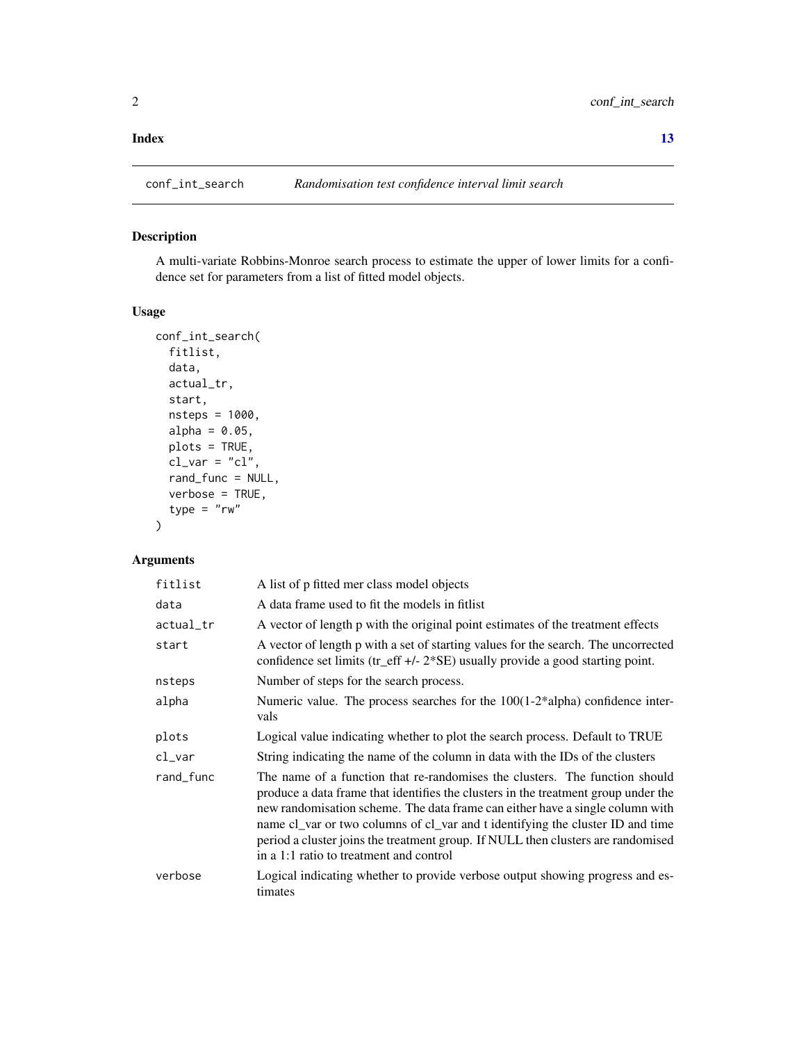**Index** 13

---

conf_int_search    *Randomisation test confidence interval limit search*

---

## Description

A multi-variate Robbins-Monroe search process to estimate the upper of lower limits for a confidence set for parameters from a list of fitted model objects.

## Usage

```
conf_int_search(
  fitlist,
  data,
  actual_tr,
  start,
  nsteps = 1000,
  alpha = 0.05,
  plots = TRUE,
  cl_var = "cl",
  rand_func = NULL,
  verbose = TRUE,
  type = "rw"
)
```

## Arguments

| | |
|---|---|
| fitlist | A list of p fitted mer class model objects |
| data | A data frame used to fit the models in fitlist |
| actual_tr | A vector of length p with the original point estimates of the treatment effects |
| start | A vector of length p with a set of starting values for the search. The uncorrected confidence set limits (tr_eff +/- 2*SE) usually provide a good starting point. |
| nsteps | Number of steps for the search process. |
| alpha | Numeric value. The process searches for the 100(1-2*alpha) confidence intervals |
| plots | Logical value indicating whether to plot the search process. Default to TRUE |
| cl_var | String indicating the name of the column in data with the IDs of the clusters |
| rand_func | The name of a function that re-randomises the clusters. The function should produce a data frame that identifies the clusters in the treatment group under the new randomisation scheme. The data frame can either have a single column with name cl_var or two columns of cl_var and t identifying the cluster ID and time period a cluster joins the treatment group. If NULL then clusters are randomised in a 1:1 ratio to treatment and control |
| verbose | Logical indicating whether to provide verbose output showing progress and estimates |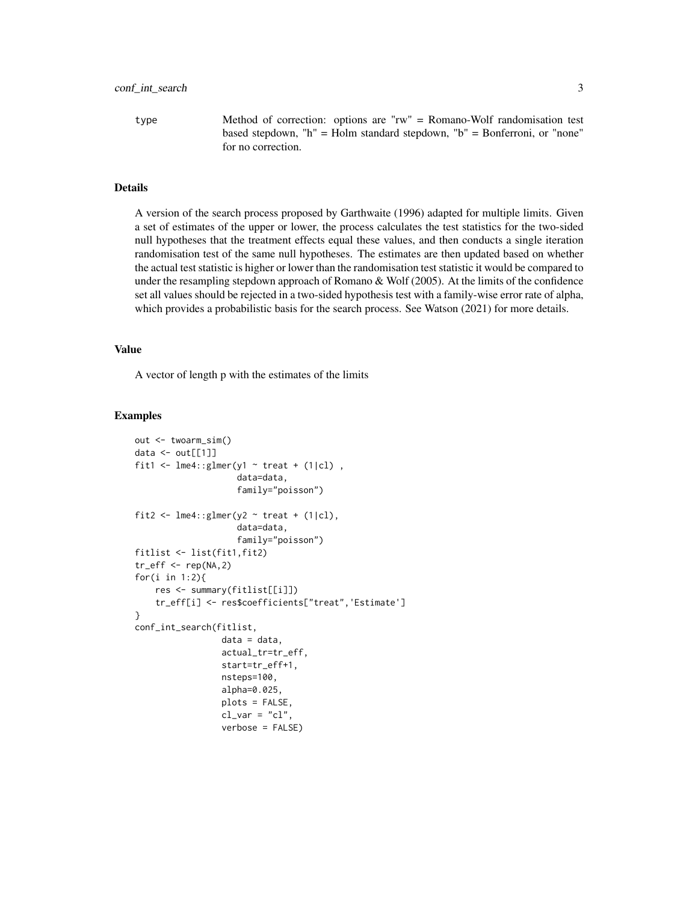type    Method of correction: options are "rw" = Romano-Wolf randomisation test based stepdown, "h" = Holm standard stepdown, "b" = Bonferroni, or "none" for no correction.

## Details

A version of the search process proposed by Garthwaite (1996) adapted for multiple limits. Given a set of estimates of the upper or lower, the process calculates the test statistics for the two-sided null hypotheses that the treatment effects equal these values, and then conducts a single iteration randomisation test of the same null hypotheses. The estimates are then updated based on whether the actual test statistic is higher or lower than the randomisation test statistic it would be compared to under the resampling stepdown approach of Romano & Wolf (2005). At the limits of the confidence set all values should be rejected in a two-sided hypothesis test with a family-wise error rate of alpha, which provides a probabilistic basis for the search process. See Watson (2021) for more details.

## Value

A vector of length p with the estimates of the limits

## Examples

```
out <- twoarm_sim()
data <- out[[1]]
fit1 <- lme4::glmer(y1 ~ treat + (1|cl) ,
                    data=data,
                    family="poisson")

fit2 <- lme4::glmer(y2 ~ treat + (1|cl),
                    data=data,
                    family="poisson")
fitlist <- list(fit1,fit2)
tr_eff <- rep(NA,2)
for(i in 1:2){
    res <- summary(fitlist[[i]])
    tr_eff[i] <- res$coefficients["treat",'Estimate']
}
conf_int_search(fitlist,
                data = data,
                actual_tr=tr_eff,
                start=tr_eff+1,
                nsteps=100,
                alpha=0.025,
                plots = FALSE,
                cl_var = "cl",
                verbose = FALSE)
```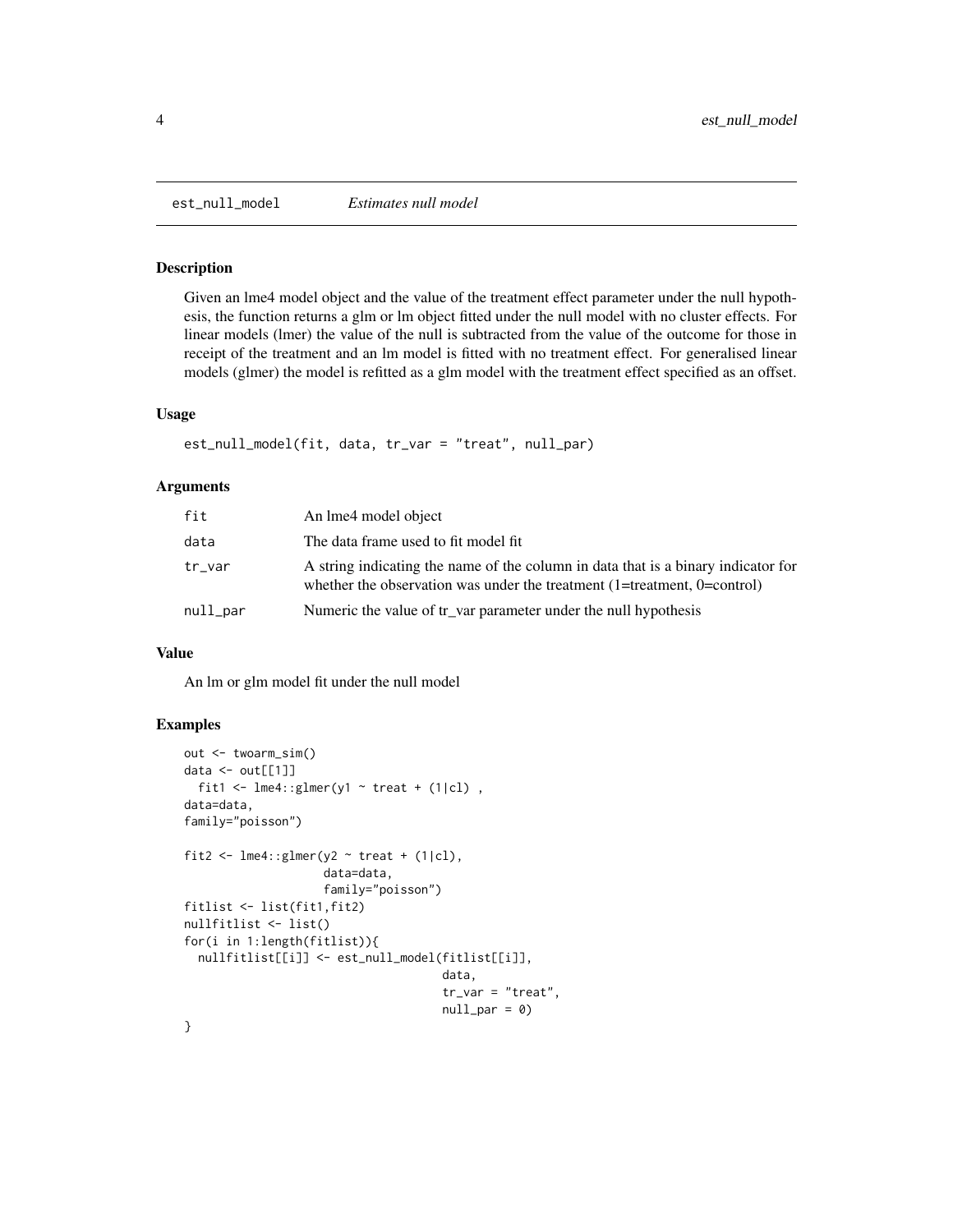## est_null_model *Estimates null model*

### Description

Given an lme4 model object and the value of the treatment effect parameter under the null hypothesis, the function returns a glm or lm object fitted under the null model with no cluster effects. For linear models (lmer) the value of the null is subtracted from the value of the outcome for those in receipt of the treatment and an lm model is fitted with no treatment effect. For generalised linear models (glmer) the model is refitted as a glm model with the treatment effect specified as an offset.

### Usage

```
est_null_model(fit, data, tr_var = "treat", null_par)
```

### Arguments

| | |
|---|---|
| fit | An lme4 model object |
| data | The data frame used to fit model fit |
| tr_var | A string indicating the name of the column in data that is a binary indicator for whether the observation was under the treatment (1=treatment, 0=control) |
| null_par | Numeric the value of tr_var parameter under the null hypothesis |

### Value

An lm or glm model fit under the null model

### Examples

```
out <- twoarm_sim()
data <- out[[1]]
  fit1 <- lme4::glmer(y1 ~ treat + (1|cl) ,
data=data,
family="poisson")

fit2 <- lme4::glmer(y2 ~ treat + (1|cl),
                    data=data,
                    family="poisson")
fitlist <- list(fit1,fit2)
nullfitlist <- list()
for(i in 1:length(fitlist)){
  nullfitlist[[i]] <- est_null_model(fitlist[[i]],
                                     data,
                                     tr_var = "treat",
                                     null_par = 0)
}
```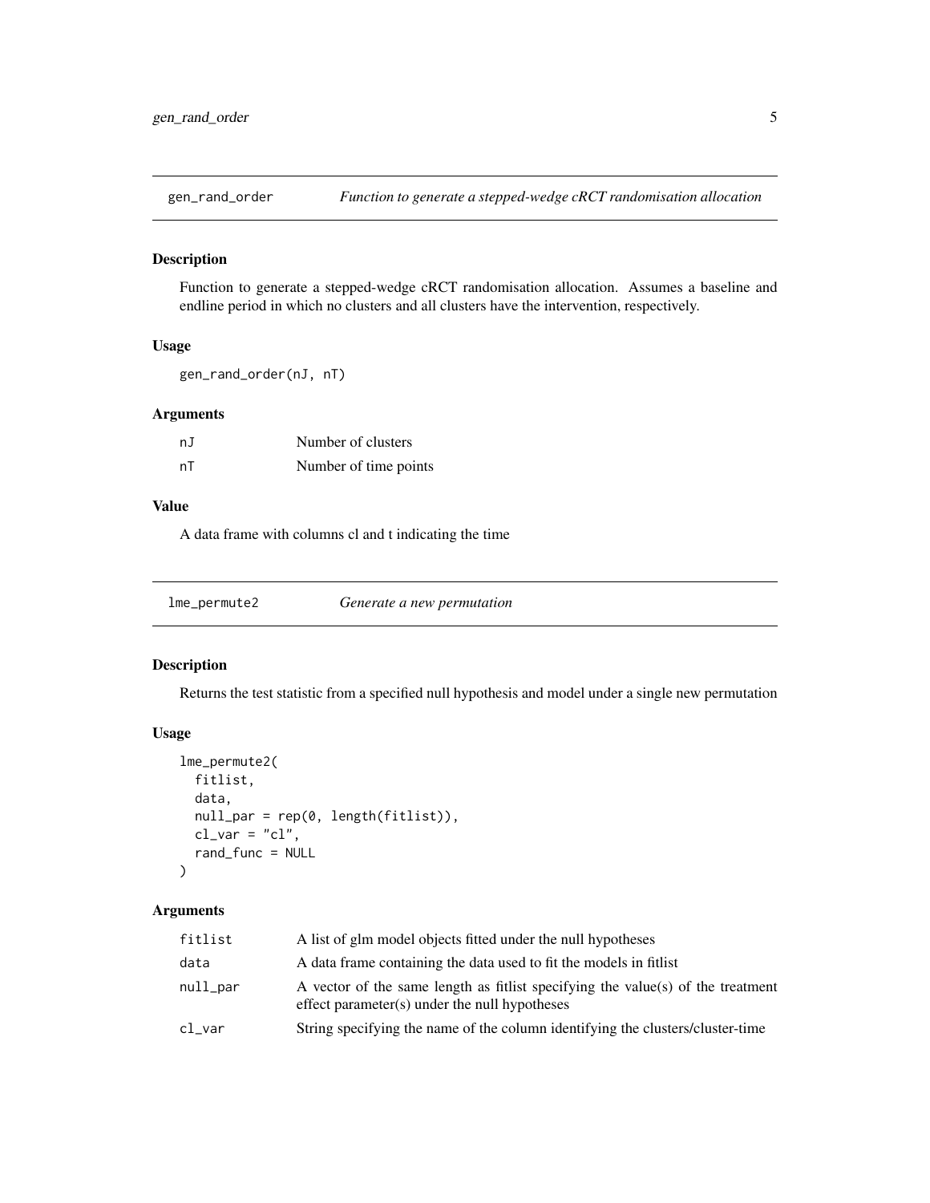## gen_rand_order — *Function to generate a stepped-wedge cRCT randomisation allocation*

### Description

Function to generate a stepped-wedge cRCT randomisation allocation. Assumes a baseline and endline period in which no clusters and all clusters have the intervention, respectively.

### Usage

```
gen_rand_order(nJ, nT)
```

### Arguments

| | |
|---|---|
| nJ | Number of clusters |
| nT | Number of time points |

### Value

A data frame with columns cl and t indicating the time

## lme_permute2 — *Generate a new permutation*

### Description

Returns the test statistic from a specified null hypothesis and model under a single new permutation

### Usage

```
lme_permute2(
  fitlist,
  data,
  null_par = rep(0, length(fitlist)),
  cl_var = "cl",
  rand_func = NULL
)
```

### Arguments

| | |
|---|---|
| fitlist | A list of glm model objects fitted under the null hypotheses |
| data | A data frame containing the data used to fit the models in fitlist |
| null_par | A vector of the same length as fitlist specifying the value(s) of the treatment effect parameter(s) under the null hypotheses |
| cl_var | String specifying the name of the column identifying the clusters/cluster-time |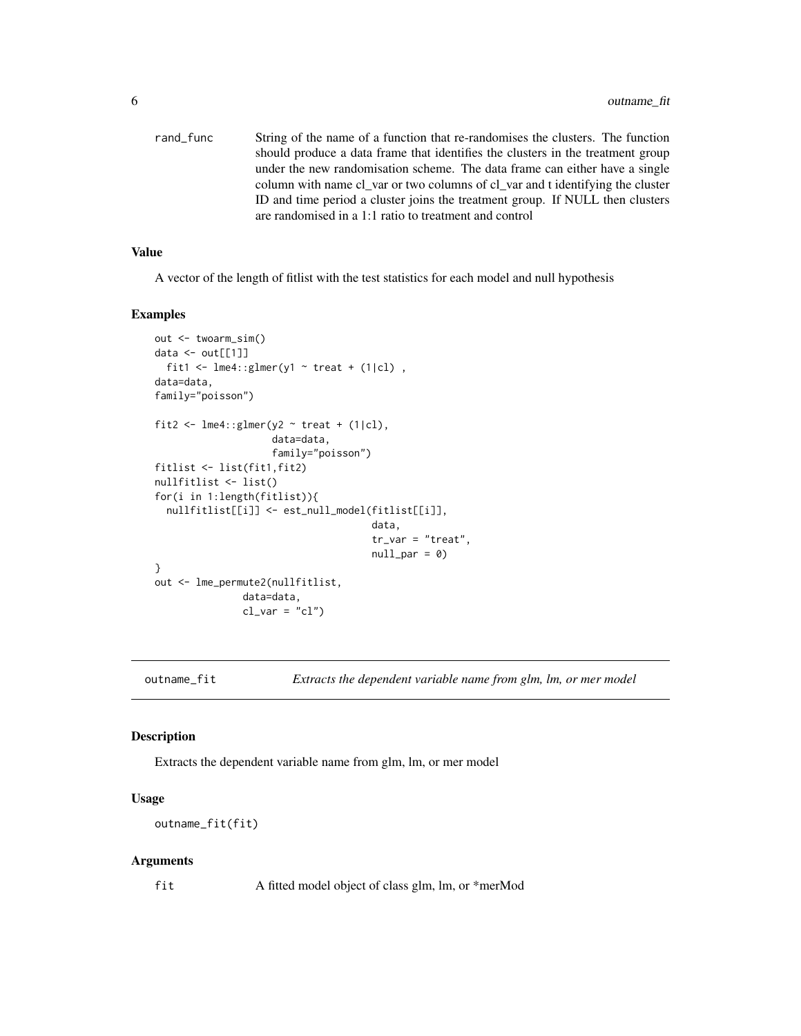rand_func String of the name of a function that re-randomises the clusters. The function should produce a data frame that identifies the clusters in the treatment group under the new randomisation scheme. The data frame can either have a single column with name cl_var or two columns of cl_var and t identifying the cluster ID and time period a cluster joins the treatment group. If NULL then clusters are randomised in a 1:1 ratio to treatment and control

### Value

A vector of the length of fitlist with the test statistics for each model and null hypothesis

### Examples

```
out <- twoarm_sim()
data <- out[[1]]
  fit1 <- lme4::glmer(y1 ~ treat + (1|cl) ,
data=data,
family="poisson")

fit2 <- lme4::glmer(y2 ~ treat + (1|cl),
                    data=data,
                    family="poisson")
fitlist <- list(fit1,fit2)
nullfitlist <- list()
for(i in 1:length(fitlist)){
  nullfitlist[[i]] <- est_null_model(fitlist[[i]],
                                     data,
                                     tr_var = "treat",
                                     null_par = 0)
}
out <- lme_permute2(nullfitlist,
                data=data,
                cl_var = "cl")
```

---

## outname_fit *Extracts the dependent variable name from glm, lm, or mer model*

### Description

Extracts the dependent variable name from glm, lm, or mer model

### Usage

```
outname_fit(fit)
```

### Arguments

fit A fitted model object of class glm, lm, or *merMod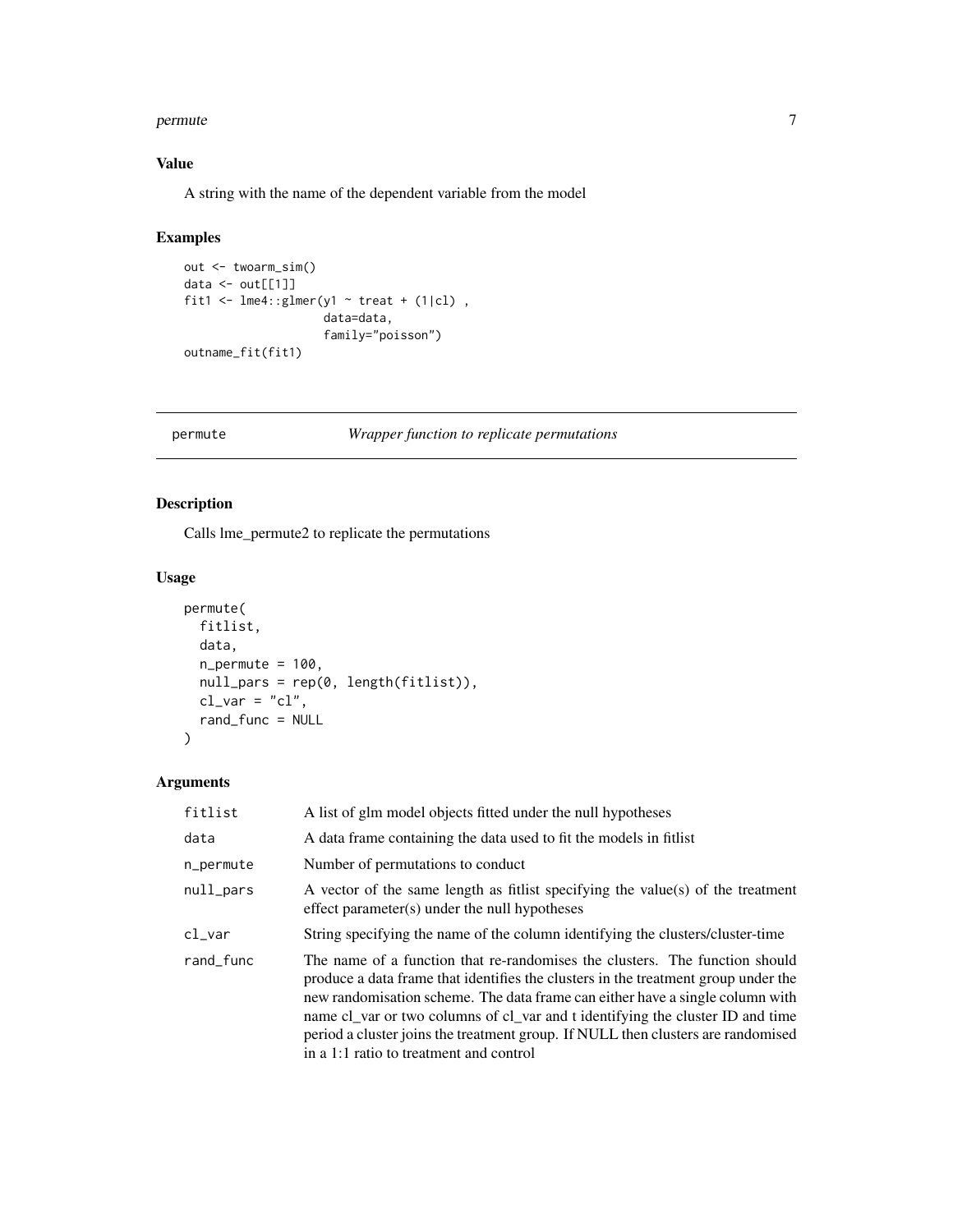### Value

A string with the name of the dependent variable from the model

### Examples

```
out <- twoarm_sim()
data <- out[[1]]
fit1 <- lme4::glmer(y1 ~ treat + (1|cl) ,
                    data=data,
                    family="poisson")
outname_fit(fit1)
```

---

## permute — *Wrapper function to replicate permutations*

### Description

Calls lme_permute2 to replicate the permutations

### Usage

```
permute(
  fitlist,
  data,
  n_permute = 100,
  null_pars = rep(0, length(fitlist)),
  cl_var = "cl",
  rand_func = NULL
)
```

### Arguments

| Argument | Description |
|---|---|
| fitlist | A list of glm model objects fitted under the null hypotheses |
| data | A data frame containing the data used to fit the models in fitlist |
| n_permute | Number of permutations to conduct |
| null_pars | A vector of the same length as fitlist specifying the value(s) of the treatment effect parameter(s) under the null hypotheses |
| cl_var | String specifying the name of the column identifying the clusters/cluster-time |
| rand_func | The name of a function that re-randomises the clusters. The function should produce a data frame that identifies the clusters in the treatment group under the new randomisation scheme. The data frame can either have a single column with name cl_var or two columns of cl_var and t identifying the cluster ID and time period a cluster joins the treatment group. If NULL then clusters are randomised in a 1:1 ratio to treatment and control |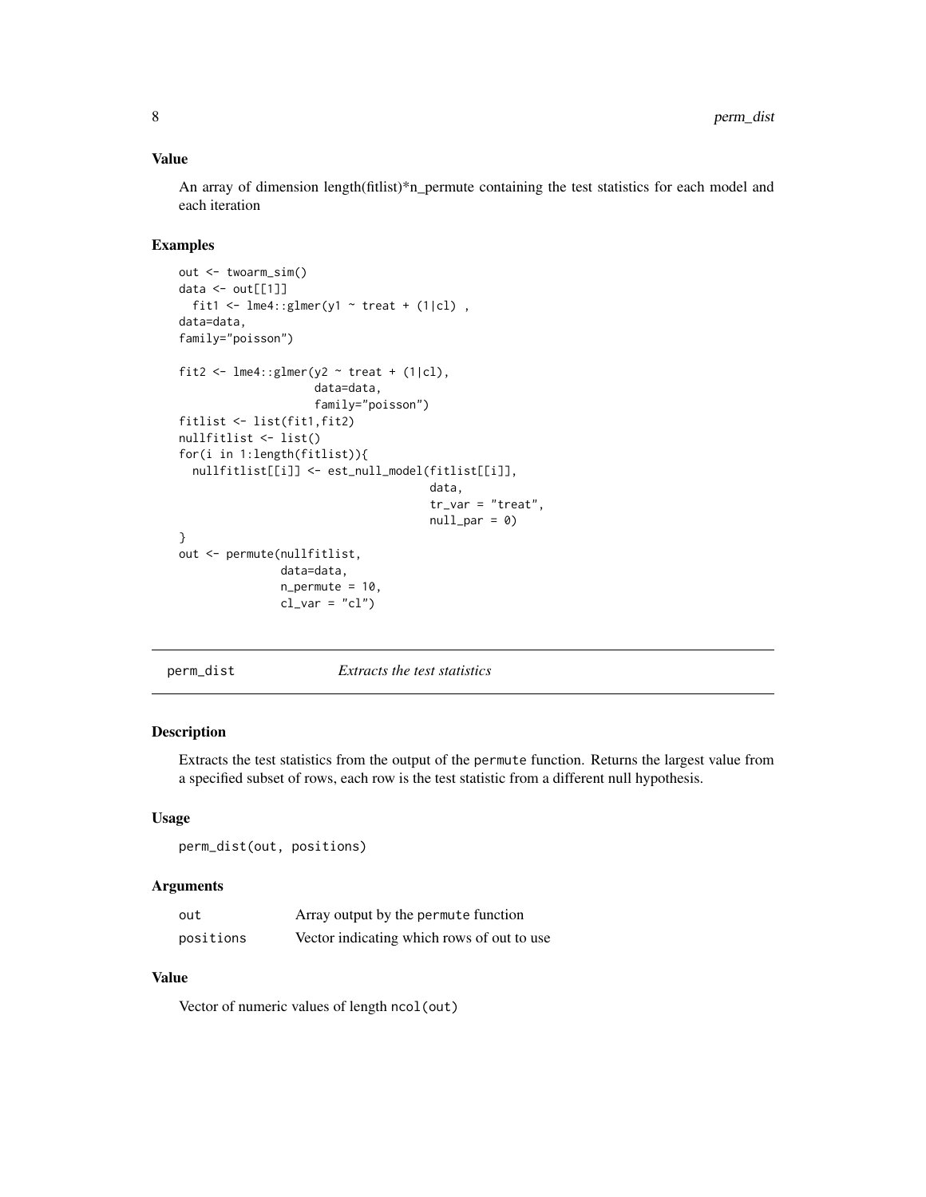### Value

An array of dimension length(fitlist)*n_permute containing the test statistics for each model and each iteration

### Examples

```
out <- twoarm_sim()
data <- out[[1]]
  fit1 <- lme4::glmer(y1 ~ treat + (1|cl) ,
data=data,
family="poisson")

fit2 <- lme4::glmer(y2 ~ treat + (1|cl),
                    data=data,
                    family="poisson")
fitlist <- list(fit1,fit2)
nullfitlist <- list()
for(i in 1:length(fitlist)){
  nullfitlist[[i]] <- est_null_model(fitlist[[i]],
                                     data,
                                     tr_var = "treat",
                                     null_par = 0)
}
out <- permute(nullfitlist,
               data=data,
               n_permute = 10,
               cl_var = "cl")
```

---

## perm_dist — *Extracts the test statistics*

### Description

Extracts the test statistics from the output of the `permute` function. Returns the largest value from a specified subset of rows, each row is the test statistic from a different null hypothesis.

### Usage

```
perm_dist(out, positions)
```

### Arguments

| | |
|---|---|
| out | Array output by the `permute` function |
| positions | Vector indicating which rows of out to use |

### Value

Vector of numeric values of length `ncol(out)`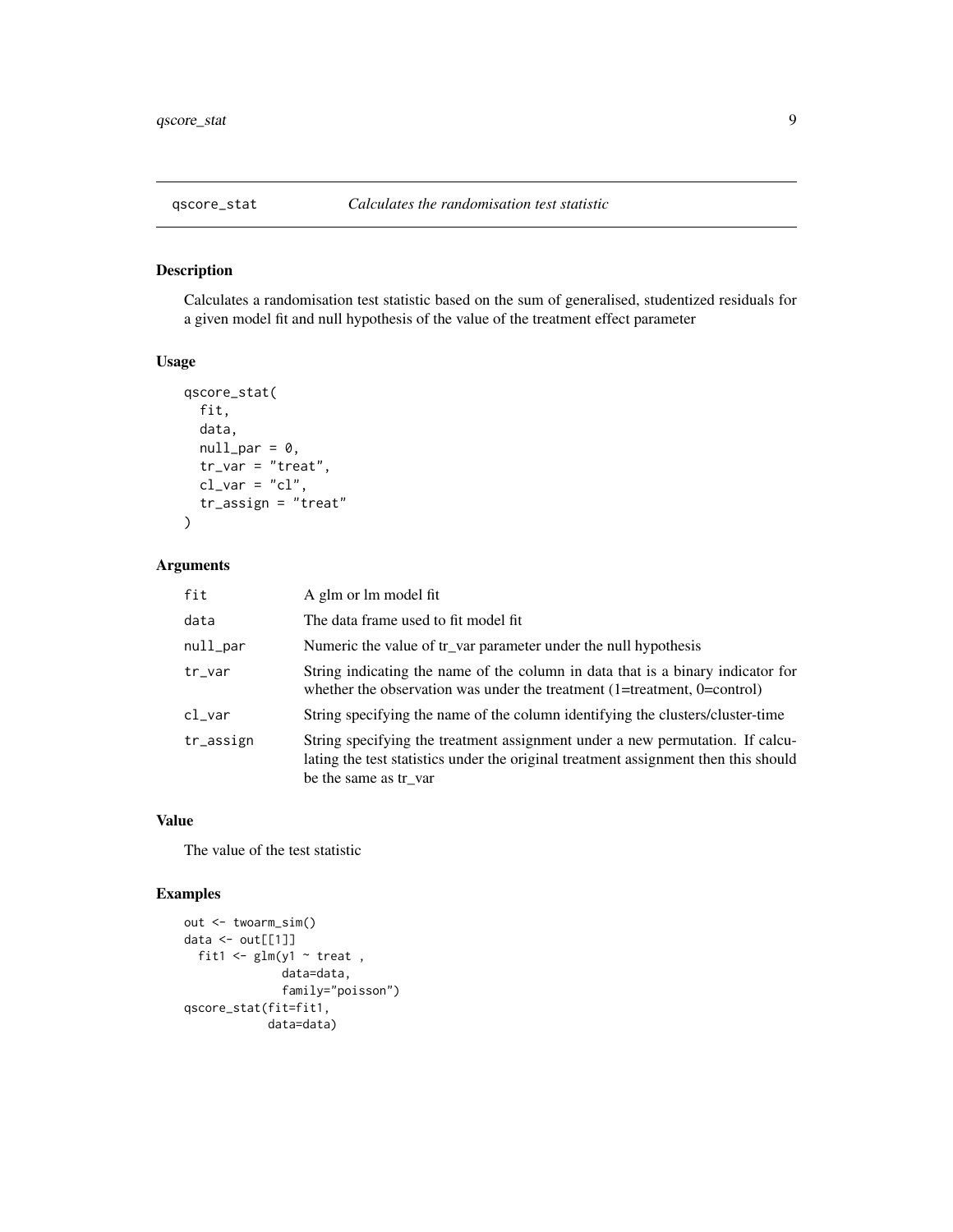## qscore_stat *Calculates the randomisation test statistic*

### Description

Calculates a randomisation test statistic based on the sum of generalised, studentized residuals for a given model fit and null hypothesis of the value of the treatment effect parameter

### Usage

```
qscore_stat(
  fit,
  data,
  null_par = 0,
  tr_var = "treat",
  cl_var = "cl",
  tr_assign = "treat"
)
```

### Arguments

| | |
|---|---|
| fit | A glm or lm model fit |
| data | The data frame used to fit model fit |
| null_par | Numeric the value of tr_var parameter under the null hypothesis |
| tr_var | String indicating the name of the column in data that is a binary indicator for whether the observation was under the treatment (1=treatment, 0=control) |
| cl_var | String specifying the name of the column identifying the clusters/cluster-time |
| tr_assign | String specifying the treatment assignment under a new permutation. If calculating the test statistics under the original treatment assignment then this should be the same as tr_var |

### Value

The value of the test statistic

### Examples

```
out <- twoarm_sim()
data <- out[[1]]
  fit1 <- glm(y1 ~ treat ,
              data=data,
              family="poisson")
qscore_stat(fit=fit1,
            data=data)
```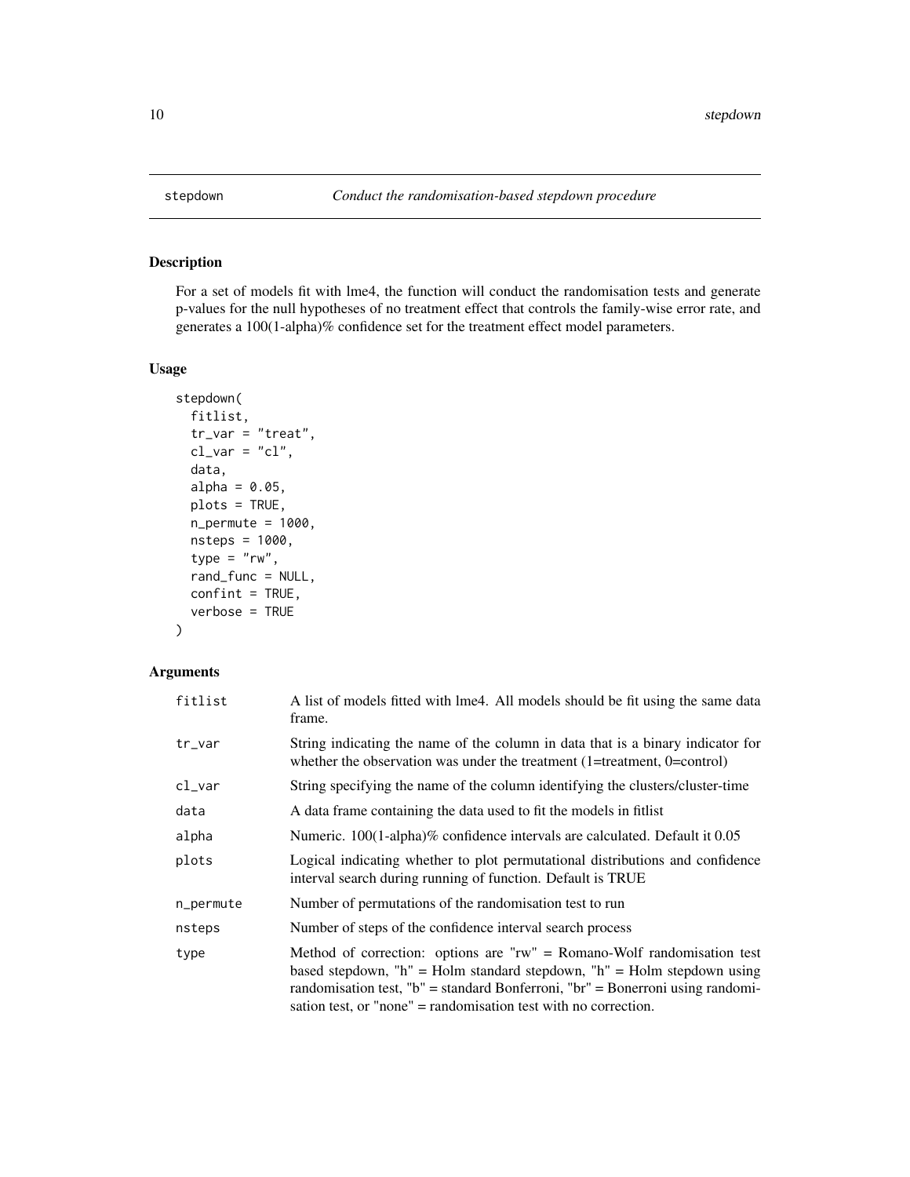# stepdown

*Conduct the randomisation-based stepdown procedure*

## Description

For a set of models fit with lme4, the function will conduct the randomisation tests and generate p-values for the null hypotheses of no treatment effect that controls the family-wise error rate, and generates a 100(1-alpha)% confidence set for the treatment effect model parameters.

## Usage

```
stepdown(
  fitlist,
  tr_var = "treat",
  cl_var = "cl",
  data,
  alpha = 0.05,
  plots = TRUE,
  n_permute = 1000,
  nsteps = 1000,
  type = "rw",
  rand_func = NULL,
  confint = TRUE,
  verbose = TRUE
)
```

## Arguments

| | |
|---|---|
| fitlist | A list of models fitted with lme4. All models should be fit using the same data frame. |
| tr_var | String indicating the name of the column in data that is a binary indicator for whether the observation was under the treatment (1=treatment, 0=control) |
| cl_var | String specifying the name of the column identifying the clusters/cluster-time |
| data | A data frame containing the data used to fit the models in fitlist |
| alpha | Numeric. 100(1-alpha)% confidence intervals are calculated. Default it 0.05 |
| plots | Logical indicating whether to plot permutational distributions and confidence interval search during running of function. Default is TRUE |
| n_permute | Number of permutations of the randomisation test to run |
| nsteps | Number of steps of the confidence interval search process |
| type | Method of correction: options are "rw" = Romano-Wolf randomisation test based stepdown, "h" = Holm standard stepdown, "h" = Holm stepdown using randomisation test, "b" = standard Bonferroni, "br" = Bonerroni using randomisation test, or "none" = randomisation test with no correction. |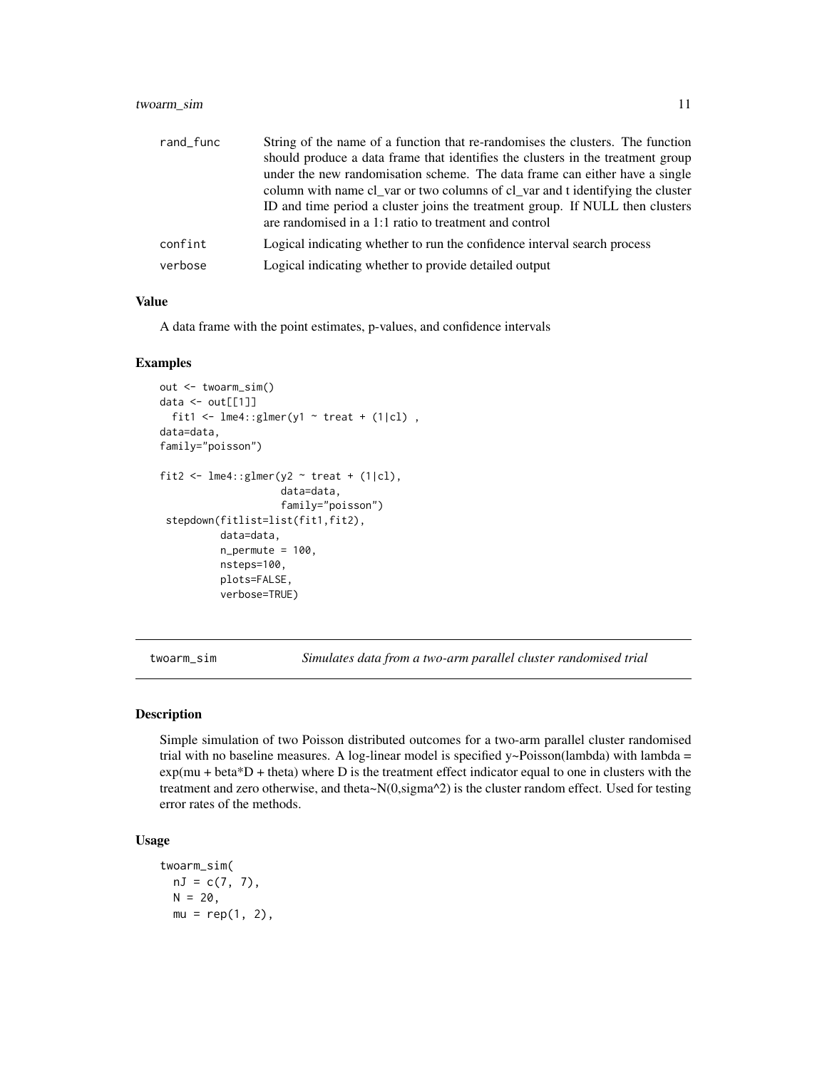| | |
|---|---|
| rand_func | String of the name of a function that re-randomises the clusters. The function should produce a data frame that identifies the clusters in the treatment group under the new randomisation scheme. The data frame can either have a single column with name cl_var or two columns of cl_var and t identifying the cluster ID and time period a cluster joins the treatment group. If NULL then clusters are randomised in a 1:1 ratio to treatment and control |
| confint | Logical indicating whether to run the confidence interval search process |
| verbose | Logical indicating whether to provide detailed output |

### Value

A data frame with the point estimates, p-values, and confidence intervals

### Examples

```
out <- twoarm_sim()
data <- out[[1]]
  fit1 <- lme4::glmer(y1 ~ treat + (1|cl) ,
data=data,
family="poisson")

fit2 <- lme4::glmer(y2 ~ treat + (1|cl),
                    data=data,
                    family="poisson")
 stepdown(fitlist=list(fit1,fit2),
          data=data,
          n_permute = 100,
          nsteps=100,
          plots=FALSE,
          verbose=TRUE)
```

---

## twoarm_sim *Simulates data from a two-arm parallel cluster randomised trial*

### Description

Simple simulation of two Poisson distributed outcomes for a two-arm parallel cluster randomised trial with no baseline measures. A log-linear model is specified y~Poisson(lambda) with lambda = exp(mu + beta*D + theta) where D is the treatment effect indicator equal to one in clusters with the treatment and zero otherwise, and theta~N(0,sigma^2) is the cluster random effect. Used for testing error rates of the methods.

### Usage

```
twoarm_sim(
  nJ = c(7, 7),
  N = 20,
  mu = rep(1, 2),
```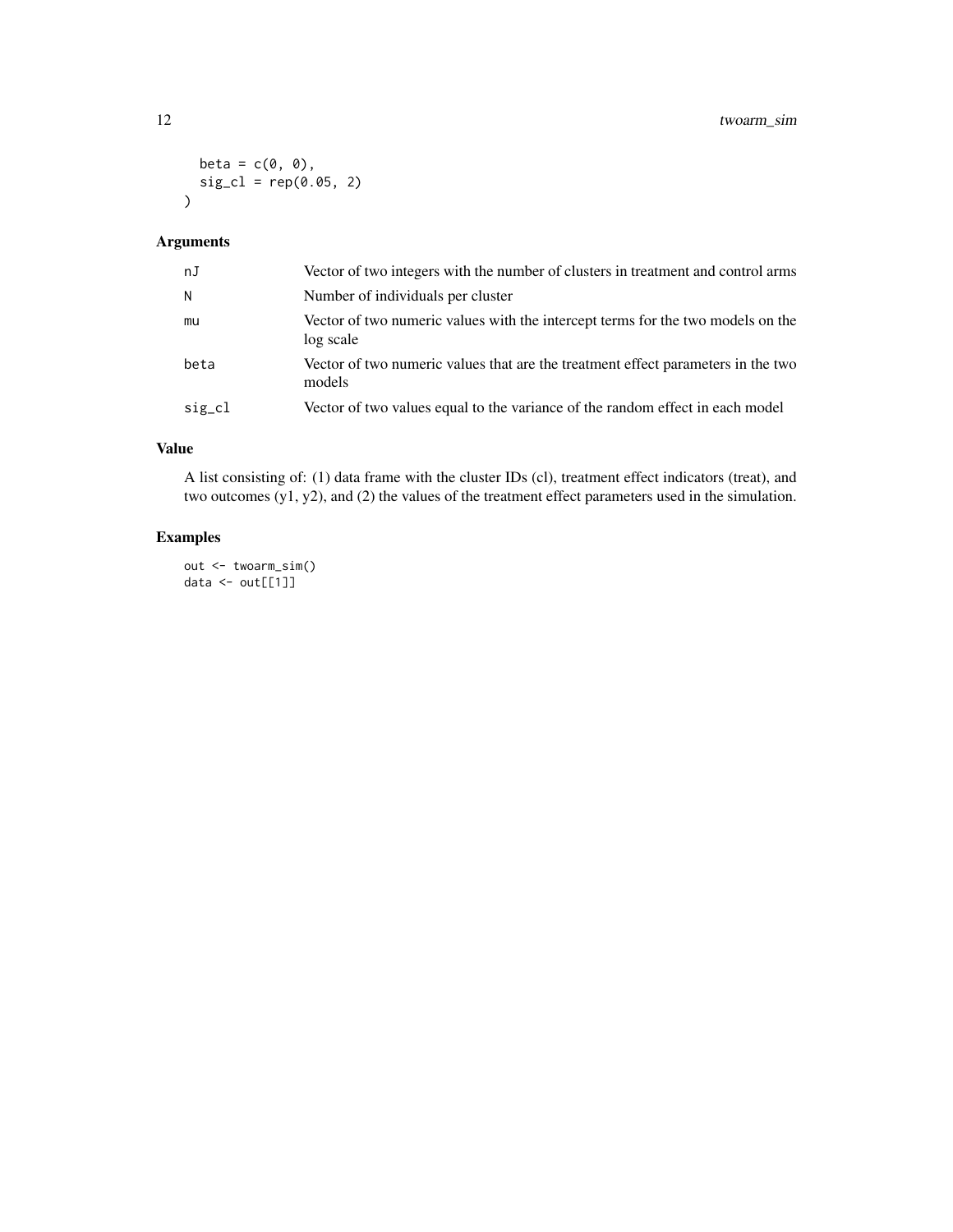```
  beta = c(0, 0),
  sig_cl = rep(0.05, 2)
)
```

## Arguments

| | |
|---|---|
| nJ | Vector of two integers with the number of clusters in treatment and control arms |
| N | Number of individuals per cluster |
| mu | Vector of two numeric values with the intercept terms for the two models on the log scale |
| beta | Vector of two numeric values that are the treatment effect parameters in the two models |
| sig_cl | Vector of two values equal to the variance of the random effect in each model |

## Value

A list consisting of: (1) data frame with the cluster IDs (cl), treatment effect indicators (treat), and two outcomes (y1, y2), and (2) the values of the treatment effect parameters used in the simulation.

## Examples

```
out <- twoarm_sim()
data <- out[[1]]
```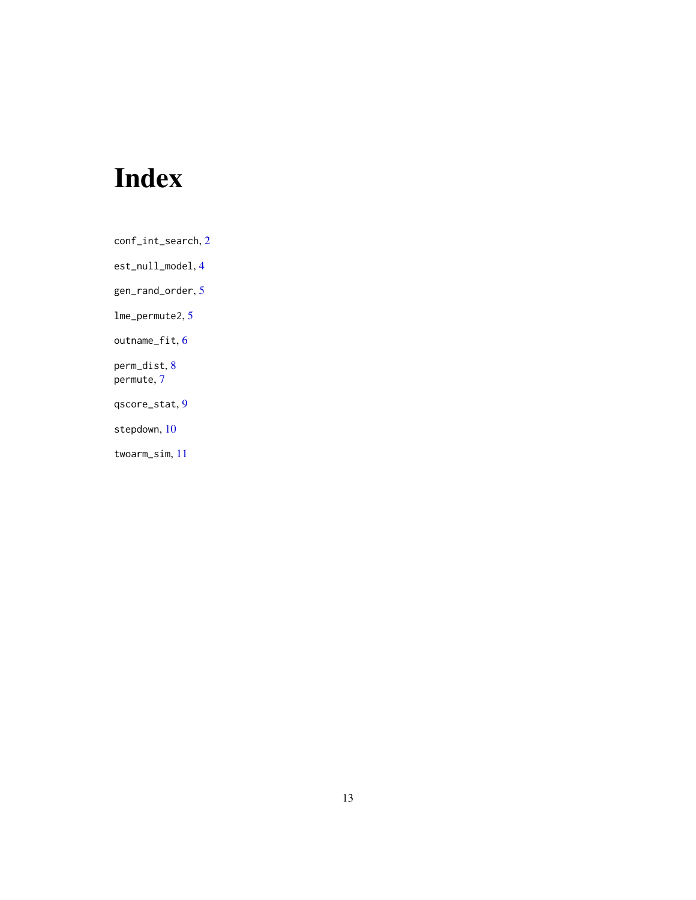# Index

conf_int_search, 2

est_null_model, 4

gen_rand_order, 5

lme_permute2, 5

outname_fit, 6

perm_dist, 8
permute, 7

qscore_stat, 9

stepdown, 10

twoarm_sim, 11